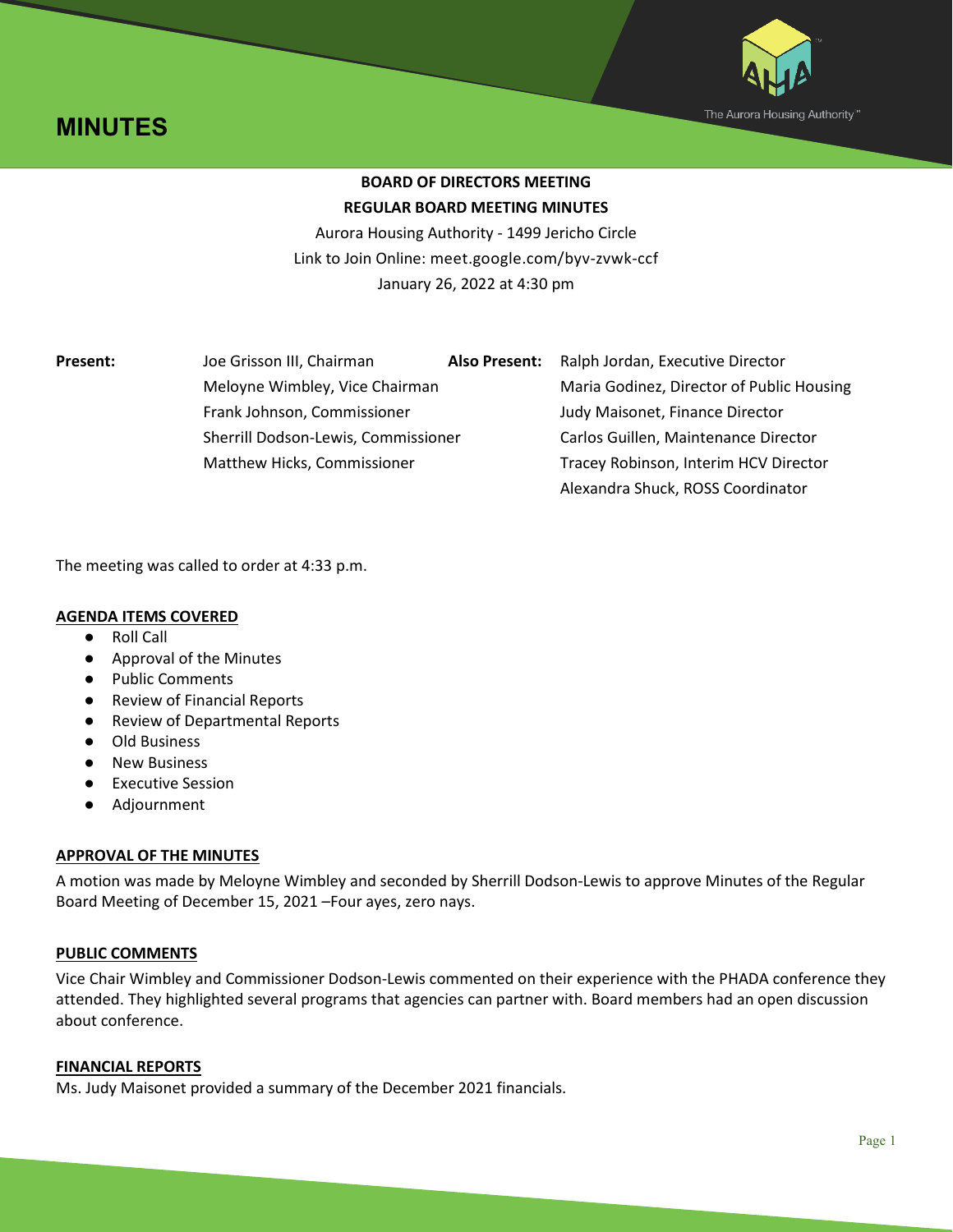# MINUTES

The Aurora Housing Authority™

**BOARD OF DIRECTORS MEETING**
**REGULAR BOARD MEETING MINUTES**

Aurora Housing Authority - 1499 Jericho Circle
Link to Join Online: meet.google.com/byv-zvwk-ccf
January 26, 2022 at 4:30 pm

| **Present:** | | **Also Present:** | |
|---|---|---|---|
| | Joe Grisson III, Chairman | | Ralph Jordan, Executive Director |
| | Meloyne Wimbley, Vice Chairman | | Maria Godinez, Director of Public Housing |
| | Frank Johnson, Commissioner | | Judy Maisonet, Finance Director |
| | Sherrill Dodson-Lewis, Commissioner | | Carlos Guillen, Maintenance Director |
| | Matthew Hicks, Commissioner | | Tracey Robinson, Interim HCV Director |
| | | | Alexandra Shuck, ROSS Coordinator |

The meeting was called to order at 4:33 p.m.

**AGENDA ITEMS COVERED**

- Roll Call
- Approval of the Minutes
- Public Comments
- Review of Financial Reports
- Review of Departmental Reports
- Old Business
- New Business
- Executive Session
- Adjournment

**APPROVAL OF THE MINUTES**

A motion was made by Meloyne Wimbley and seconded by Sherrill Dodson-Lewis to approve Minutes of the Regular Board Meeting of December 15, 2021 –Four ayes, zero nays.

**PUBLIC COMMENTS**

Vice Chair Wimbley and Commissioner Dodson-Lewis commented on their experience with the PHADA conference they attended. They highlighted several programs that agencies can partner with. Board members had an open discussion about conference.

**FINANCIAL REPORTS**

Ms. Judy Maisonet provided a summary of the December 2021 financials.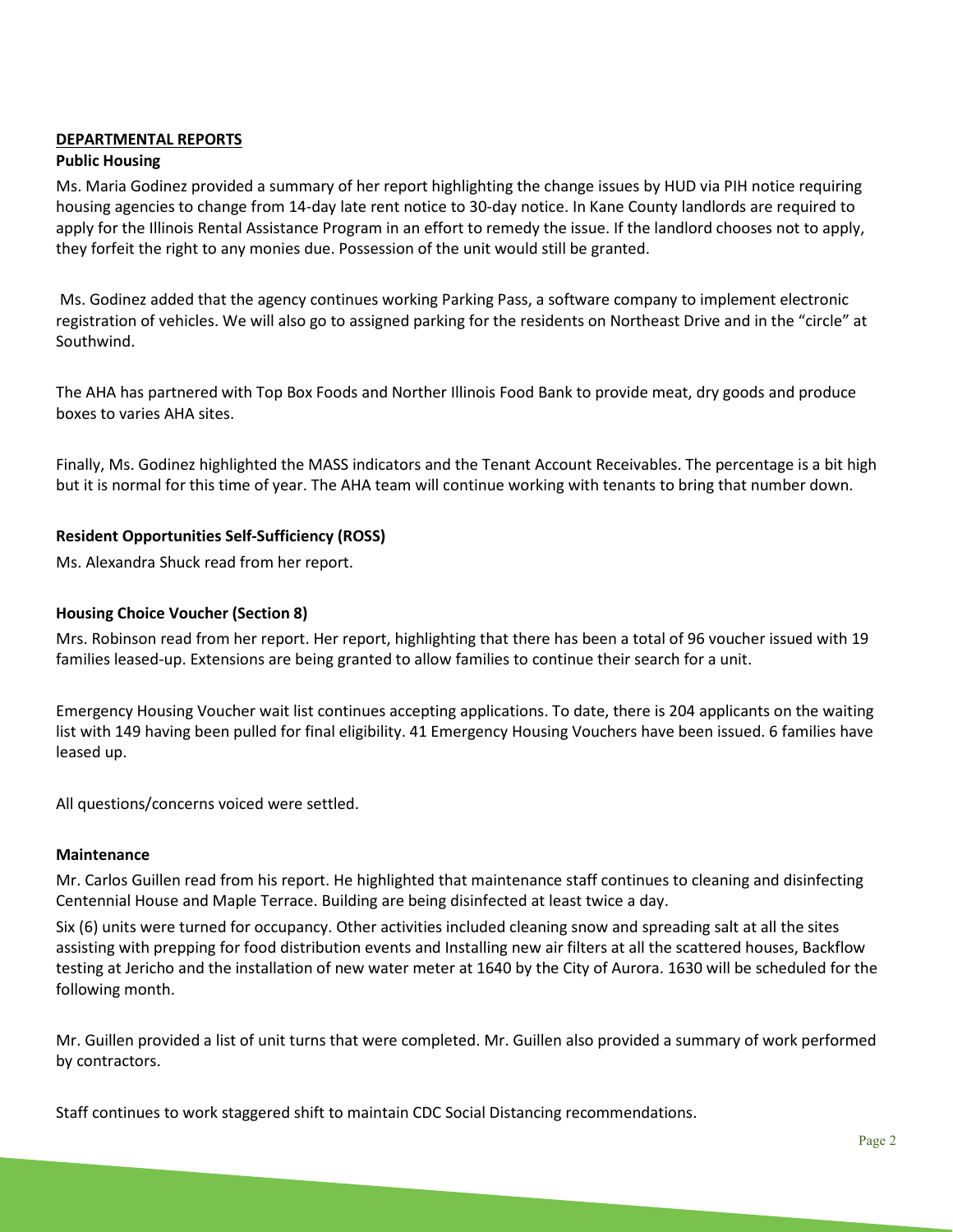## DEPARTMENTAL REPORTS

### Public Housing

Ms. Maria Godinez provided a summary of her report highlighting the change issues by HUD via PIH notice requiring housing agencies to change from 14-day late rent notice to 30-day notice. In Kane County landlords are required to apply for the Illinois Rental Assistance Program in an effort to remedy the issue. If the landlord chooses not to apply, they forfeit the right to any monies due. Possession of the unit would still be granted.

Ms. Godinez added that the agency continues working Parking Pass, a software company to implement electronic registration of vehicles. We will also go to assigned parking for the residents on Northeast Drive and in the "circle" at Southwind.

The AHA has partnered with Top Box Foods and Norther Illinois Food Bank to provide meat, dry goods and produce boxes to varies AHA sites.

Finally, Ms. Godinez highlighted the MASS indicators and the Tenant Account Receivables. The percentage is a bit high but it is normal for this time of year. The AHA team will continue working with tenants to bring that number down.

### Resident Opportunities Self-Sufficiency (ROSS)

Ms. Alexandra Shuck read from her report.

### Housing Choice Voucher (Section 8)

Mrs. Robinson read from her report. Her report, highlighting that there has been a total of 96 voucher issued with 19 families leased-up. Extensions are being granted to allow families to continue their search for a unit.

Emergency Housing Voucher wait list continues accepting applications. To date, there is 204 applicants on the waiting list with 149 having been pulled for final eligibility. 41 Emergency Housing Vouchers have been issued. 6 families have leased up.

All questions/concerns voiced were settled.

### Maintenance

Mr. Carlos Guillen read from his report. He highlighted that maintenance staff continues to cleaning and disinfecting Centennial House and Maple Terrace. Building are being disinfected at least twice a day.

Six (6) units were turned for occupancy. Other activities included cleaning snow and spreading salt at all the sites assisting with prepping for food distribution events and Installing new air filters at all the scattered houses, Backflow testing at Jericho and the installation of new water meter at 1640 by the City of Aurora. 1630 will be scheduled for the following month.

Mr. Guillen provided a list of unit turns that were completed. Mr. Guillen also provided a summary of work performed by contractors.

Staff continues to work staggered shift to maintain CDC Social Distancing recommendations.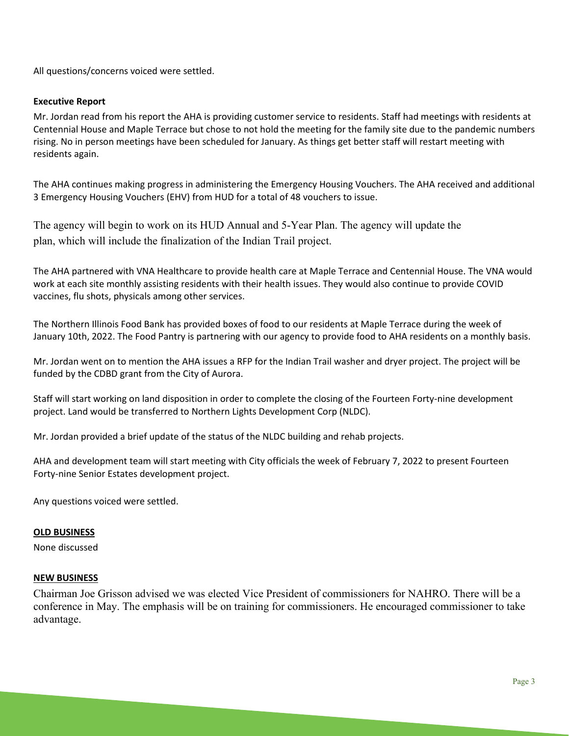All questions/concerns voiced were settled.

**Executive Report**

Mr. Jordan read from his report the AHA is providing customer service to residents. Staff had meetings with residents at Centennial House and Maple Terrace but chose to not hold the meeting for the family site due to the pandemic numbers rising. No in person meetings have been scheduled for January. As things get better staff will restart meeting with residents again.

The AHA continues making progress in administering the Emergency Housing Vouchers. The AHA received and additional 3 Emergency Housing Vouchers (EHV) from HUD for a total of 48 vouchers to issue.

The agency will begin to work on its HUD Annual and 5-Year Plan. The agency will update the plan, which will include the finalization of the Indian Trail project.

The AHA partnered with VNA Healthcare to provide health care at Maple Terrace and Centennial House. The VNA would work at each site monthly assisting residents with their health issues. They would also continue to provide COVID vaccines, flu shots, physicals among other services.

The Northern Illinois Food Bank has provided boxes of food to our residents at Maple Terrace during the week of January 10th, 2022. The Food Pantry is partnering with our agency to provide food to AHA residents on a monthly basis.

Mr. Jordan went on to mention the AHA issues a RFP for the Indian Trail washer and dryer project. The project will be funded by the CDBD grant from the City of Aurora.

Staff will start working on land disposition in order to complete the closing of the Fourteen Forty-nine development project. Land would be transferred to Northern Lights Development Corp (NLDC).

Mr. Jordan provided a brief update of the status of the NLDC building and rehab projects.

AHA and development team will start meeting with City officials the week of February 7, 2022 to present Fourteen Forty-nine Senior Estates development project.

Any questions voiced were settled.

**OLD BUSINESS**

None discussed

**NEW BUSINESS**

Chairman Joe Grisson advised we was elected Vice President of commissioners for NAHRO. There will be a conference in May. The emphasis will be on training for commissioners. He encouraged commissioner to take advantage.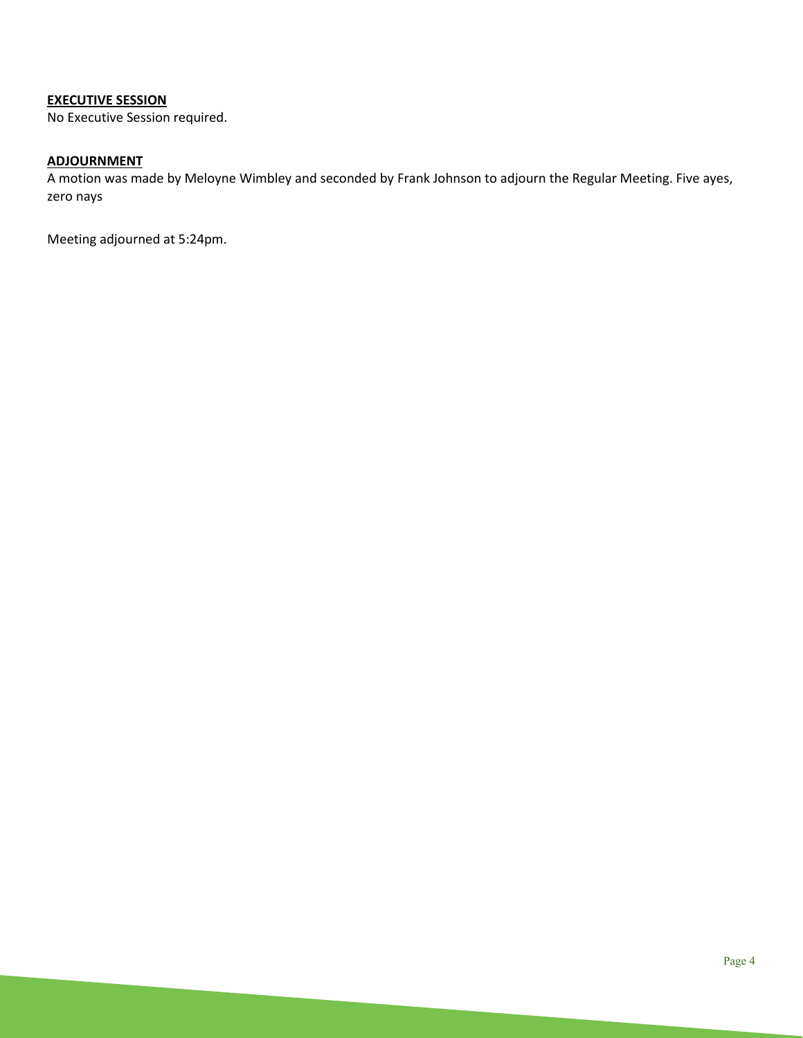**EXECUTIVE SESSION**
No Executive Session required.

**ADJOURNMENT**
A motion was made by Meloyne Wimbley and seconded by Frank Johnson to adjourn the Regular Meeting. Five ayes, zero nays

Meeting adjourned at 5:24pm.